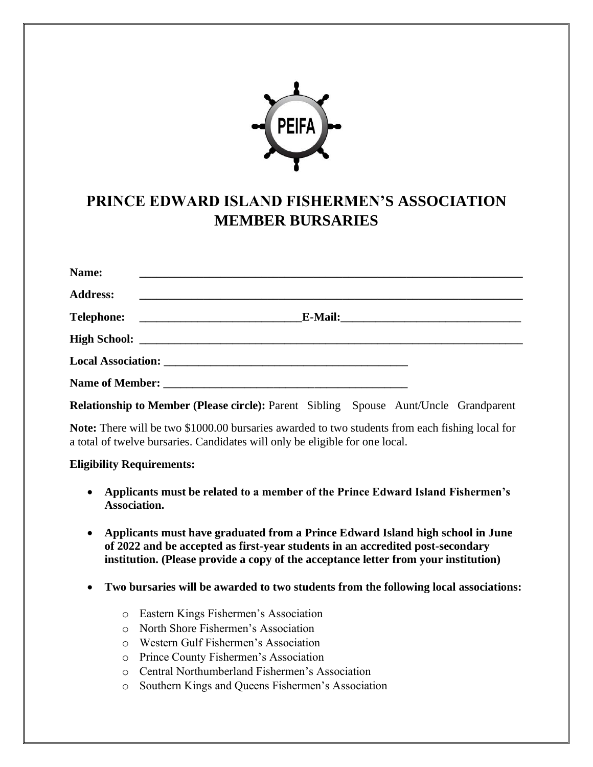# PRINCE EDWARD ISLAND FISHERMEN'S ASSOCIATION MEMBER BURSARIES

**Name:** ____________________________________________________________________

**Address:** ____________________________________________________________________

**Telephone:** ____________________________ **E-Mail:** ______________________________

**High School:** ____________________________________________________________________

**Local Association:** ___________________________________________

**Name of Member:** ___________________________________________

**Relationship to Member (Please circle):** Parent Sibling Spouse Aunt/Uncle Grandparent

**Note:** There will be two $1000.00 bursaries awarded to two students from each fishing local for a total of twelve bursaries. Candidates will only be eligible for one local.

**Eligibility Requirements:**

- **Applicants must be related to a member of the Prince Edward Island Fishermen's Association.**
- **Applicants must have graduated from a Prince Edward Island high school in June of 2022 and be accepted as first-year students in an accredited post-secondary institution. (Please provide a copy of the acceptance letter from your institution)**
- **Two bursaries will be awarded to two students from the following local associations:**
  - Eastern Kings Fishermen's Association
  - North Shore Fishermen's Association
  - Western Gulf Fishermen's Association
  - Prince County Fishermen's Association
  - Central Northumberland Fishermen's Association
  - Southern Kings and Queens Fishermen's Association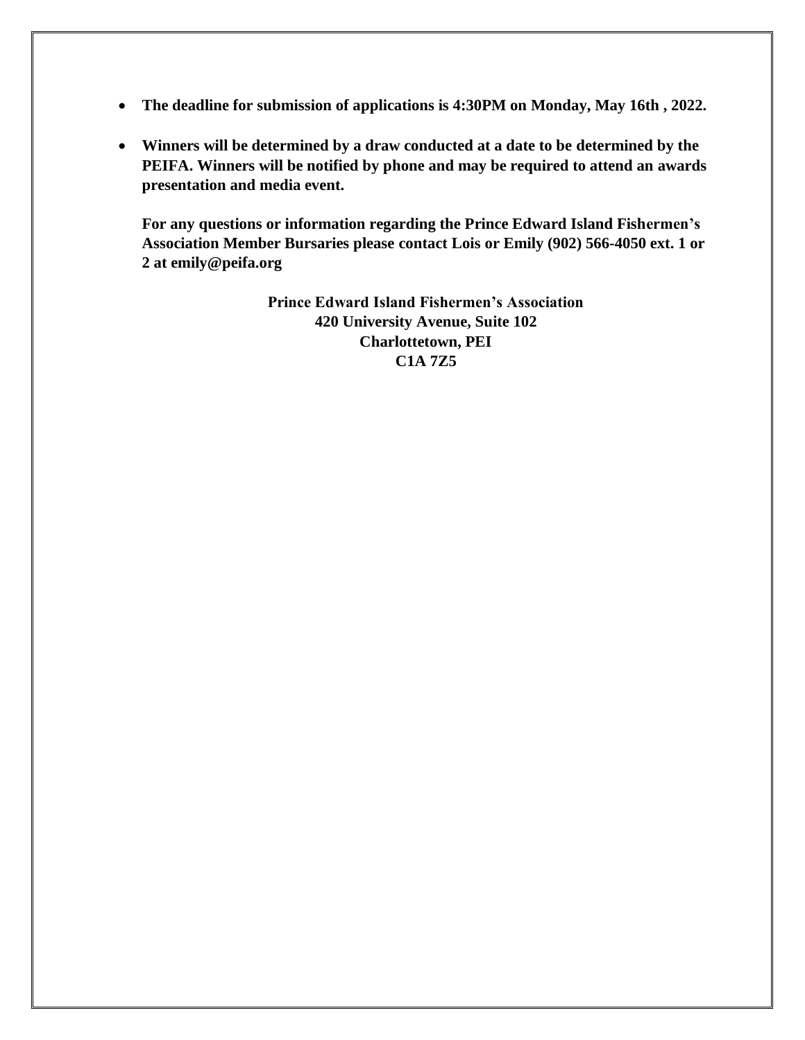- **The deadline for submission of applications is 4:30PM on Monday, May 16th , 2022.**

- **Winners will be determined by a draw conducted at a date to be determined by the PEIFA. Winners will be notified by phone and may be required to attend an awards presentation and media event.**

  **For any questions or information regarding the Prince Edward Island Fishermen's Association Member Bursaries please contact Lois or Emily (902) 566-4050 ext. 1 or 2 at emily@peifa.org**

**Prince Edward Island Fishermen's Association**
**420 University Avenue, Suite 102**
**Charlottetown, PEI**
**C1A 7Z5**